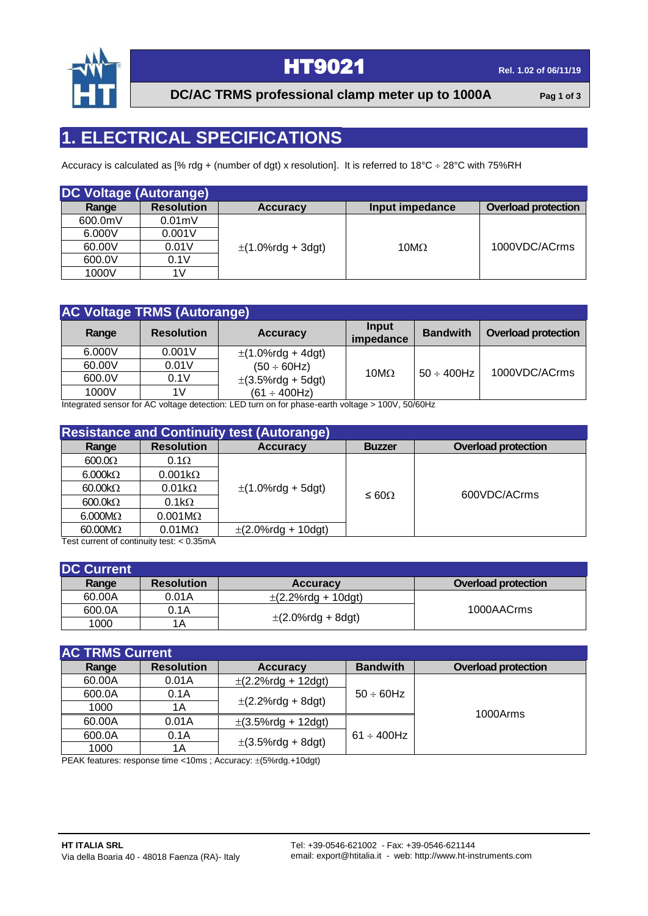# HT9021

## DC/AC TRMS professional clamp meter up to 1000A

Rel. 1.02 of 06/11/19

# 1. ELECTRICAL SPECIFICATIONS

Accuracy is calculated as [% rdg + (number of dgt) x resolution]. It is referred to 18°C ÷ 28°C with 75%RH

### DC Voltage (Autorange)

| Range | Resolution | Accuracy | Input impedance | Overload protection |
|---|---|---|---|---|
| 600.0mV | 0.01mV | ±(1.0%rdg + 3dgt) | 10MΩ | 1000VDC/ACrms |
| 6.000V | 0.001V | | | |
| 60.00V | 0.01V | | | |
| 600.0V | 0.1V | | | |
| 1000V | 1V | | | |

### AC Voltage TRMS (Autorange)

| Range | Resolution | Accuracy | Input impedance | Bandwith | Overload protection |
|---|---|---|---|---|---|
| 6.000V | 0.001V | ±(1.0%rdg + 4dgt) (50 ÷ 60Hz) | 10MΩ | 50 ÷ 400Hz | 1000VDC/ACrms |
| 60.00V | 0.01V | | | | |
| 600.0V | 0.1V | ±(3.5%rdg + 5dgt) (61 ÷ 400Hz) | | | |
| 1000V | 1V | | | | |

Integrated sensor for AC voltage detection: LED turn on for phase-earth voltage > 100V, 50/60Hz

### Resistance and Continuity test (Autorange)

| Range | Resolution | Accuracy | Buzzer | Overload protection |
|---|---|---|---|---|
| 600.0Ω | 0.1Ω | ±(1.0%rdg + 5dgt) | ≤ 60Ω | 600VDC/ACrms |
| 6.000kΩ | 0.001kΩ | | | |
| 60.00kΩ | 0.01kΩ | | | |
| 600.0kΩ | 0.1kΩ | | | |
| 6.000MΩ | 0.001MΩ | | | |
| 60.00MΩ | 0.01MΩ | ±(2.0%rdg + 10dgt) | | |

Test current of continuity test: < 0.35mA

### DC Current

| Range | Resolution | Accuracy | Overload protection |
|---|---|---|---|
| 60.00A | 0.01A | ±(2.2%rdg + 10dgt) | 1000AACrms |
| 600.0A | 0.1A | ±(2.0%rdg + 8dgt) | |
| 1000 | 1A | | |

### AC TRMS Current

| Range | Resolution | Accuracy | Bandwith | Overload protection |
|---|---|---|---|---|
| 60.00A | 0.01A | ±(2.2%rdg + 12dgt) | 50 ÷ 60Hz | 1000Arms |
| 600.0A | 0.1A | ±(2.2%rdg + 8dgt) | | |
| 1000 | 1A | | | |
| 60.00A | 0.01A | ±(3.5%rdg + 12dgt) | 61 ÷ 400Hz | |
| 600.0A | 0.1A | ±(3.5%rdg + 8dgt) | | |
| 1000 | 1A | | | |

PEAK features: response time <10ms ; Accuracy: ±(5%rdg.+10dgt)

**HT ITALIA SRL**
Via della Boaria 40 - 48018 Faenza (RA)- Italy

Tel: +39-0546-621002 - Fax: +39-0546-621144
email: export@htitalia.it - web: http://www.ht-instruments.com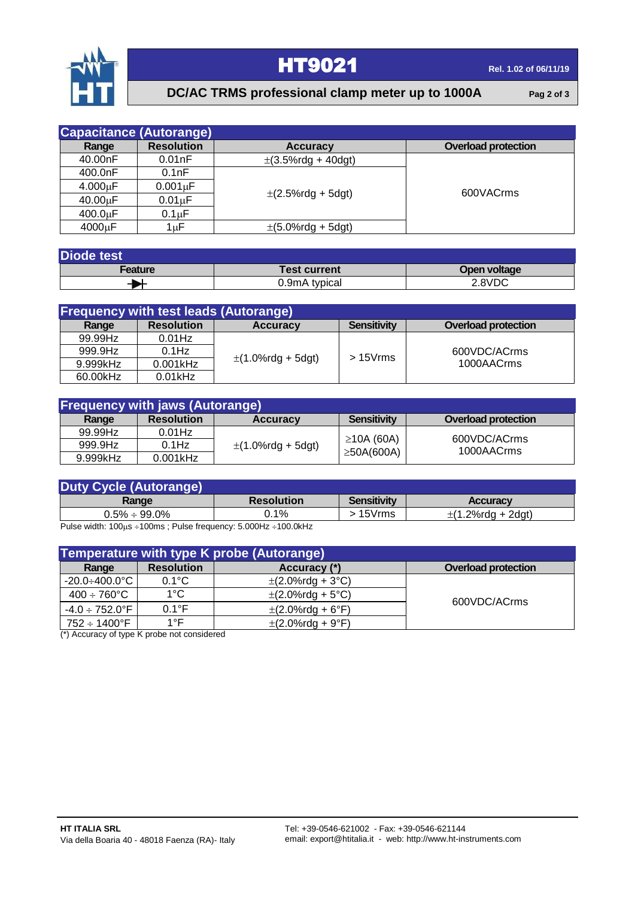## Capacitance (Autorange)

| Range | Resolution | Accuracy | Overload protection |
|---|---|---|---|
| 40.00nF | 0.01nF | ±(3.5%rdg + 40dgt) | 600VACrms |
| 400.0nF | 0.1nF | ±(2.5%rdg + 5dgt) | |
| 4.000μF | 0.001μF | | |
| 40.00μF | 0.01μF | | |
| 400.0μF | 0.1μF | | |
| 4000μF | 1μF | ±(5.0%rdg + 5dgt) | |

## Diode test

| Feature | Test current | Open voltage |
|---|---|---|
| ⯈⊦ | 0.9mA typical | 2.8VDC |

## Frequency with test leads (Autorange)

| Range | Resolution | Accuracy | Sensitivity | Overload protection |
|---|---|---|---|---|
| 99.99Hz | 0.01Hz | ±(1.0%rdg + 5dgt) | > 15Vrms | 600VDC/ACrms 1000AACrms |
| 999.9Hz | 0.1Hz | | | |
| 9.999kHz | 0.001kHz | | | |
| 60.00kHz | 0.01kHz | | | |

## Frequency with jaws (Autorange)

| Range | Resolution | Accuracy | Sensitivity | Overload protection |
|---|---|---|---|---|
| 99.99Hz | 0.01Hz | ±(1.0%rdg + 5dgt) | ≥10A (60A) ≥50A(600A) | 600VDC/ACrms 1000AACrms |
| 999.9Hz | 0.1Hz | | | |
| 9.999kHz | 0.001kHz | | | |

## Duty Cycle (Autorange)

| Range | Resolution | Sensitivity | Accuracy |
|---|---|---|---|
| 0.5% ÷ 99.0% | 0.1% | > 15Vrms | ±(1.2%rdg + 2dgt) |

Pulse width: 100μs ÷100ms ; Pulse frequency: 5.000Hz ÷100.0kHz

## Temperature with type K probe (Autorange)

| Range | Resolution | Accuracy (*) | Overload protection |
|---|---|---|---|
| -20.0÷400.0°C | 0.1°C | ±(2.0%rdg + 3°C) | 600VDC/ACrms |
| 400 ÷ 760°C | 1°C | ±(2.0%rdg + 5°C) | |
| -4.0 ÷ 752.0°F | 0.1°F | ±(2.0%rdg + 6°F) | |
| 752 ÷ 1400°F | 1°F | ±(2.0%rdg + 9°F) | |

(*) Accuracy of type K probe not considered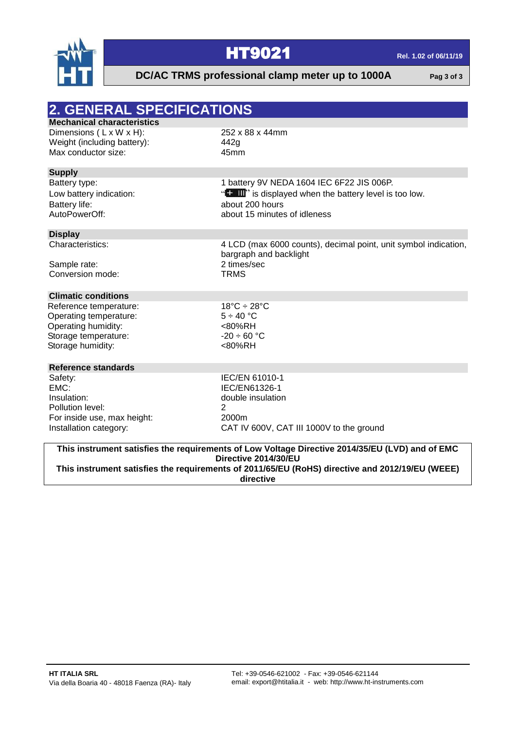## 2. GENERAL SPECIFICATIONS

| | |
|---|---|
| **Mechanical characteristics** | |
| Dimensions ( L x W x H): | 252 x 88 x 44mm |
| Weight (including battery): | 442g |
| Max conductor size: | 45mm |
| **Supply** | |
| Battery type: | 1 battery 9V NEDA 1604 IEC 6F22 JIS 006P. |
| Low battery indication: | "+ III" is displayed when the battery level is too low. |
| Battery life: | about 200 hours |
| AutoPowerOff: | about 15 minutes of idleness |
| **Display** | |
| Characteristics: | 4 LCD (max 6000 counts), decimal point, unit symbol indication, bargraph and backlight |
| Sample rate: | 2 times/sec |
| Conversion mode: | TRMS |
| **Climatic conditions** | |
| Reference temperature: | 18°C ÷ 28°C |
| Operating temperature: | 5 ÷ 40 °C |
| Operating humidity: | <80%RH |
| Storage temperature: | -20 ÷ 60 °C |
| Storage humidity: | <80%RH |
| **Reference standards** | |
| Safety: | IEC/EN 61010-1 |
| EMC: | IEC/EN61326-1 |
| Insulation: | double insulation |
| Pollution level: | 2 |
| For inside use, max height: | 2000m |
| Installation category: | CAT IV 600V, CAT III 1000V to the ground |

**This instrument satisfies the requirements of Low Voltage Directive 2014/35/EU (LVD) and of EMC Directive 2014/30/EU**
**This instrument satisfies the requirements of 2011/65/EU (RoHS) directive and 2012/19/EU (WEEE) directive**

**HT ITALIA SRL**
Via della Boaria 40 - 48018 Faenza (RA)- Italy

Tel: +39-0546-621002 - Fax: +39-0546-621144
email: export@htitalia.it - web: http://www.ht-instruments.com